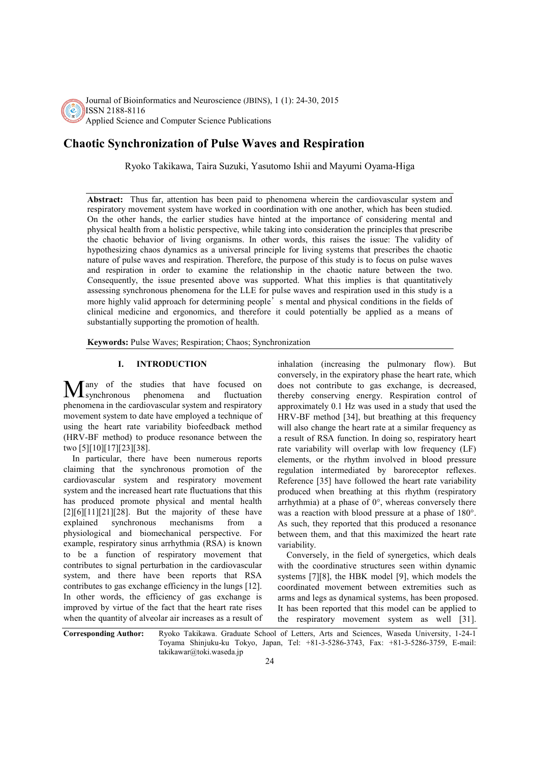# Chaotic Synchronization of Pulse Waves and Respiration

Ryoko Takikawa, Taira Suzuki, Yasutomo Ishii and Mayumi Oyama-Higa

**Abstract:** Thus far, attention has been paid to phenomena wherein the cardiovascular system and respiratory movement system have worked in coordination with one another, which has been studied. On the other hands, the earlier studies have hinted at the importance of considering mental and physical health from a holistic perspective, while taking into consideration the principles that prescribe the chaotic behavior of living organisms. In other words, this raises the issue: The validity of hypothesizing chaos dynamics as a universal principle for living systems that prescribes the chaotic nature of pulse waves and respiration. Therefore, the purpose of this study is to focus on pulse waves and respiration in order to examine the relationship in the chaotic nature between the two. Consequently, the issue presented above was supported. What this implies is that quantitatively assessing synchronous phenomena for the LLE for pulse waves and respiration used in this study is a more highly valid approach for determining people's mental and physical conditions in the fields of clinical medicine and ergonomics, and therefore it could potentially be applied as a means of substantially supporting the promotion of health.

**Keywords:** Pulse Waves; Respiration; Chaos; Synchronization

## I. INTRODUCTION

Many of the studies that have focused on synchronous phenomena and fluctuation phenomena in the cardiovascular system and respiratory movement system to date have employed a technique of using the heart rate variability biofeedback method (HRV-BF method) to produce resonance between the two [5][10][17][23][38].

In particular, there have been numerous reports claiming that the synchronous promotion of the cardiovascular system and respiratory movement system and the increased heart rate fluctuations that this has produced promote physical and mental health [2][6][11][21][28]. But the majority of these have explained synchronous mechanisms from a physiological and biomechanical perspective. For example, respiratory sinus arrhythmia (RSA) is known to be a function of respiratory movement that contributes to signal perturbation in the cardiovascular system, and there have been reports that RSA contributes to gas exchange efficiency in the lungs [12]. In other words, the efficiency of gas exchange is improved by virtue of the fact that the heart rate rises when the quantity of alveolar air increases as a result of inhalation (increasing the pulmonary flow). But conversely, in the expiratory phase the heart rate, which does not contribute to gas exchange, is decreased, thereby conserving energy. Respiration control of approximately 0.1 Hz was used in a study that used the HRV-BF method [34], but breathing at this frequency will also change the heart rate at a similar frequency as a result of RSA function. In doing so, respiratory heart rate variability will overlap with low frequency (LF) elements, or the rhythm involved in blood pressure regulation intermediated by baroreceptor reflexes. Reference [35] have followed the heart rate variability produced when breathing at this rhythm (respiratory arrhythmia) at a phase of 0°, whereas conversely there was a reaction with blood pressure at a phase of 180°. As such, they reported that this produced a resonance between them, and that this maximized the heart rate variability.

Conversely, in the field of synergetics, which deals with the coordinative structures seen within dynamic systems [7][8], the HBK model [9], which models the coordinated movement between extremities such as arms and legs as dynamical systems, has been proposed. It has been reported that this model can be applied to the respiratory movement system as well [31].

**Corresponding Author:** Ryoko Takikawa. Graduate School of Letters, Arts and Sciences, Waseda University, 1-24-1 Toyama Shinjuku-ku Tokyo, Japan, Tel: +81-3-5286-3743, Fax: +81-3-5286-3759, E-mail: takikawar@toki.waseda.jp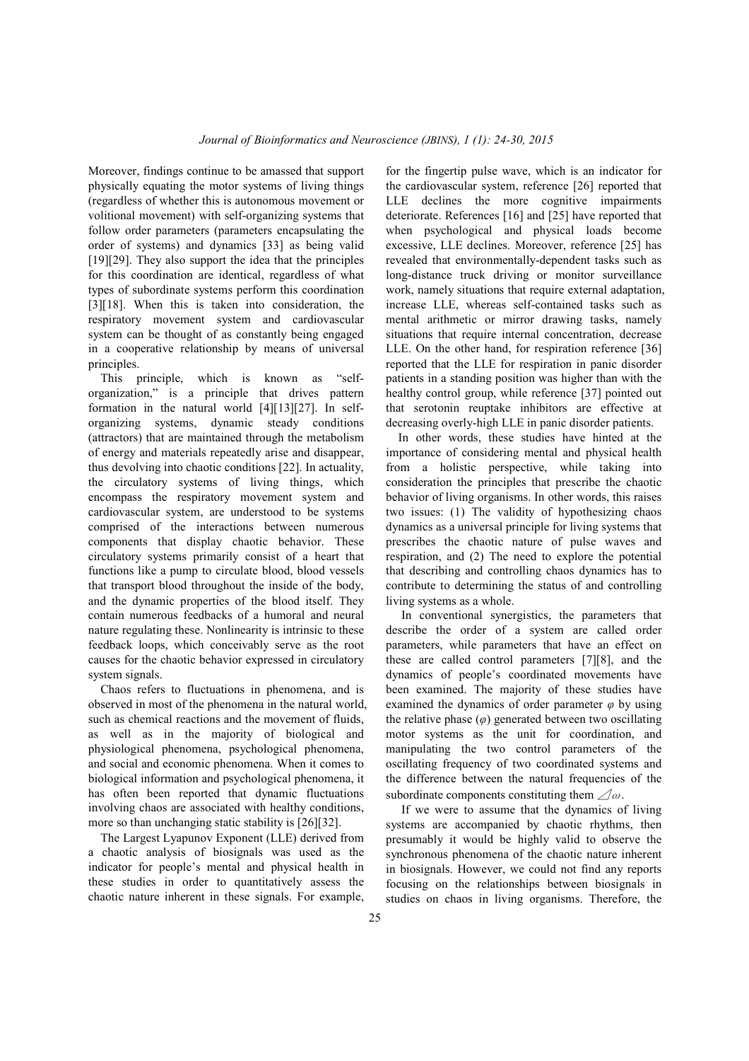Moreover, findings continue to be amassed that support physically equating the motor systems of living things (regardless of whether this is autonomous movement or volitional movement) with self-organizing systems that follow order parameters (parameters encapsulating the order of systems) and dynamics [33] as being valid [19][29]. They also support the idea that the principles for this coordination are identical, regardless of what types of subordinate systems perform this coordination [3][18]. When this is taken into consideration, the respiratory movement system and cardiovascular system can be thought of as constantly being engaged in a cooperative relationship by means of universal principles.

This principle, which is known as "self-organization," is a principle that drives pattern formation in the natural world [4][13][27]. In self-organizing systems, dynamic steady conditions (attractors) that are maintained through the metabolism of energy and materials repeatedly arise and disappear, thus devolving into chaotic conditions [22]. In actuality, the circulatory systems of living things, which encompass the respiratory movement system and cardiovascular system, are understood to be systems comprised of the interactions between numerous components that display chaotic behavior. These circulatory systems primarily consist of a heart that functions like a pump to circulate blood, blood vessels that transport blood throughout the inside of the body, and the dynamic properties of the blood itself. They contain numerous feedbacks of a humoral and neural nature regulating these. Nonlinearity is intrinsic to these feedback loops, which conceivably serve as the root causes for the chaotic behavior expressed in circulatory system signals.

Chaos refers to fluctuations in phenomena, and is observed in most of the phenomena in the natural world, such as chemical reactions and the movement of fluids, as well as in the majority of biological and physiological phenomena, psychological phenomena, and social and economic phenomena. When it comes to biological information and psychological phenomena, it has often been reported that dynamic fluctuations involving chaos are associated with healthy conditions, more so than unchanging static stability is [26][32].

The Largest Lyapunov Exponent (LLE) derived from a chaotic analysis of biosignals was used as the indicator for people's mental and physical health in these studies in order to quantitatively assess the chaotic nature inherent in these signals. For example, for the fingertip pulse wave, which is an indicator for the cardiovascular system, reference [26] reported that LLE declines the more cognitive impairments deteriorate. References [16] and [25] have reported that when psychological and physical loads become excessive, LLE declines. Moreover, reference [25] has revealed that environmentally-dependent tasks such as long-distance truck driving or monitor surveillance work, namely situations that require external adaptation, increase LLE, whereas self-contained tasks such as mental arithmetic or mirror drawing tasks, namely situations that require internal concentration, decrease LLE. On the other hand, for respiration reference [36] reported that the LLE for respiration in panic disorder patients in a standing position was higher than with the healthy control group, while reference [37] pointed out that serotonin reuptake inhibitors are effective at decreasing overly-high LLE in panic disorder patients.

In other words, these studies have hinted at the importance of considering mental and physical health from a holistic perspective, while taking into consideration the principles that prescribe the chaotic behavior of living organisms. In other words, this raises two issues: (1) The validity of hypothesizing chaos dynamics as a universal principle for living systems that prescribes the chaotic nature of pulse waves and respiration, and (2) The need to explore the potential that describing and controlling chaos dynamics has to contribute to determining the status of and controlling living systems as a whole.

In conventional synergistics, the parameters that describe the order of a system are called order parameters, while parameters that have an effect on these are called control parameters [7][8], and the dynamics of people's coordinated movements have been examined. The majority of these studies have examined the dynamics of order parameter $\varphi$ by using the relative phase ($\varphi$) generated between two oscillating motor systems as the unit for coordination, and manipulating the two control parameters of the oscillating frequency of two coordinated systems and the difference between the natural frequencies of the subordinate components constituting them $\Delta\omega$.

If we were to assume that the dynamics of living systems are accompanied by chaotic rhythms, then presumably it would be highly valid to observe the synchronous phenomena of the chaotic nature inherent in biosignals. However, we could not find any reports focusing on the relationships between biosignals in studies on chaos in living organisms. Therefore, the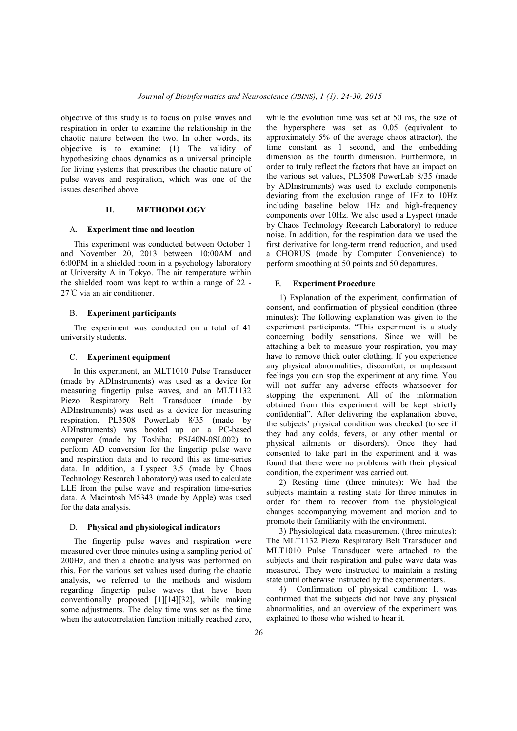objective of this study is to focus on pulse waves and respiration in order to examine the relationship in the chaotic nature between the two. In other words, its objective is to examine: (1) The validity of hypothesizing chaos dynamics as a universal principle for living systems that prescribes the chaotic nature of pulse waves and respiration, which was one of the issues described above.

## II. METHODOLOGY

### A. Experiment time and location

This experiment was conducted between October 1 and November 20, 2013 between 10:00AM and 6:00PM in a shielded room in a psychology laboratory at University A in Tokyo. The air temperature within the shielded room was kept to within a range of 22 - 27℃ via an air conditioner.

### B. Experiment participants

The experiment was conducted on a total of 41 university students.

### C. Experiment equipment

In this experiment, an MLT1010 Pulse Transducer (made by ADInstruments) was used as a device for measuring fingertip pulse waves, and an MLT1132 Piezo Respiratory Belt Transducer (made by ADInstruments) was used as a device for measuring respiration. PL3508 PowerLab 8/35 (made by ADInstruments) was booted up on a PC-based computer (made by Toshiba; PSJ40N-0SL002) to perform AD conversion for the fingertip pulse wave and respiration data and to record this as time-series data. In addition, a Lyspect 3.5 (made by Chaos Technology Research Laboratory) was used to calculate LLE from the pulse wave and respiration time-series data. A Macintosh M5343 (made by Apple) was used for the data analysis.

### D. Physical and physiological indicators

The fingertip pulse waves and respiration were measured over three minutes using a sampling period of 200Hz, and then a chaotic analysis was performed on this. For the various set values used during the chaotic analysis, we referred to the methods and wisdom regarding fingertip pulse waves that have been conventionally proposed [1][14][32], while making some adjustments. The delay time was set as the time when the autocorrelation function initially reached zero, while the evolution time was set at 50 ms, the size of the hypersphere was set as 0.05 (equivalent to approximately 5% of the average chaos attractor), the time constant as 1 second, and the embedding dimension as the fourth dimension. Furthermore, in order to truly reflect the factors that have an impact on the various set values, PL3508 PowerLab 8/35 (made by ADInstruments) was used to exclude components deviating from the exclusion range of 1Hz to 10Hz including baseline below 1Hz and high-frequency components over 10Hz. We also used a Lyspect (made by Chaos Technology Research Laboratory) to reduce noise. In addition, for the respiration data we used the first derivative for long-term trend reduction, and used a CHORUS (made by Computer Convenience) to perform smoothing at 50 points and 50 departures.

### E. Experiment Procedure

1) Explanation of the experiment, confirmation of consent, and confirmation of physical condition (three minutes): The following explanation was given to the experiment participants. "This experiment is a study concerning bodily sensations. Since we will be attaching a belt to measure your respiration, you may have to remove thick outer clothing. If you experience any physical abnormalities, discomfort, or unpleasant feelings you can stop the experiment at any time. You will not suffer any adverse effects whatsoever for stopping the experiment. All of the information obtained from this experiment will be kept strictly confidential". After delivering the explanation above, the subjects' physical condition was checked (to see if they had any colds, fevers, or any other mental or physical ailments or disorders). Once they had consented to take part in the experiment and it was found that there were no problems with their physical condition, the experiment was carried out.

2) Resting time (three minutes): We had the subjects maintain a resting state for three minutes in order for them to recover from the physiological changes accompanying movement and motion and to promote their familiarity with the environment.

3) Physiological data measurement (three minutes): The MLT1132 Piezo Respiratory Belt Transducer and MLT1010 Pulse Transducer were attached to the subjects and their respiration and pulse wave data was measured. They were instructed to maintain a resting state until otherwise instructed by the experimenters.

4) Confirmation of physical condition: It was confirmed that the subjects did not have any physical abnormalities, and an overview of the experiment was explained to those who wished to hear it.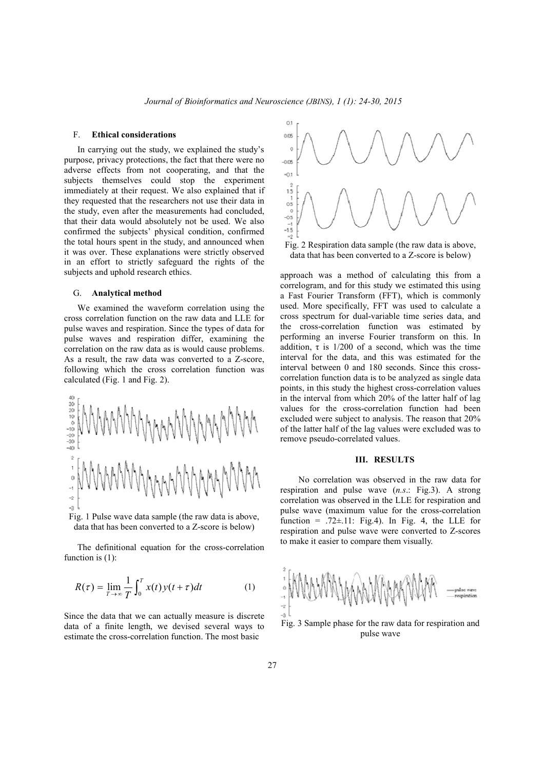### F. Ethical considerations

In carrying out the study, we explained the study's purpose, privacy protections, the fact that there were no adverse effects from not cooperating, and that the subjects themselves could stop the experiment immediately at their request. We also explained that if they requested that the researchers not use their data in the study, even after the measurements had concluded, that their data would absolutely not be used. We also confirmed the subjects' physical condition, confirmed the total hours spent in the study, and announced when it was over. These explanations were strictly observed in an effort to strictly safeguard the rights of the subjects and uphold research ethics.

### G. Analytical method

We examined the waveform correlation using the cross correlation function on the raw data and LLE for pulse waves and respiration. Since the types of data for pulse waves and respiration differ, examining the correlation on the raw data as is would cause problems. As a result, the raw data was converted to a Z-score, following which the cross correlation function was calculated (Fig. 1 and Fig. 2).

Fig. 1 Pulse wave data sample (the raw data is above, data that has been converted to a Z-score is below)

The definitional equation for the cross-correlation function is (1):

$$R(\tau) = \lim_{T \to \infty} \frac{1}{T} \int_0^T x(t) y(t+\tau) dt \qquad (1)$$

Since the data that we can actually measure is discrete data of a finite length, we devised several ways to estimate the cross-correlation function. The most basic approach was a method of calculating this from a correlogram, and for this study we estimated this using a Fast Fourier Transform (FFT), which is commonly used. More specifically, FFT was used to calculate a cross spectrum for dual-variable time series data, and the cross-correlation function was estimated by performing an inverse Fourier transform on this. In addition, $\tau$ is 1/200 of a second, which was the time interval for the data, and this was estimated for the interval between 0 and 180 seconds. Since this cross-correlation function data is to be analyzed as single data points, in this study the highest cross-correlation values in the interval from which 20% of the latter half of lag values for the cross-correlation function had been excluded were subject to analysis. The reason that 20% of the latter half of the lag values were excluded was to remove pseudo-correlated values.

Fig. 2 Respiration data sample (the raw data is above, data that has been converted to a Z-score is below)

## III. RESULTS

No correlation was observed in the raw data for respiration and pulse wave (*n.s.*: Fig.3). A strong correlation was observed in the LLE for respiration and pulse wave (maximum value for the cross-correlation function = .72±.11: Fig.4). In Fig. 4, the LLE for respiration and pulse wave were converted to Z-scores to make it easier to compare them visually.

Fig. 3 Sample phase for the raw data for respiration and pulse wave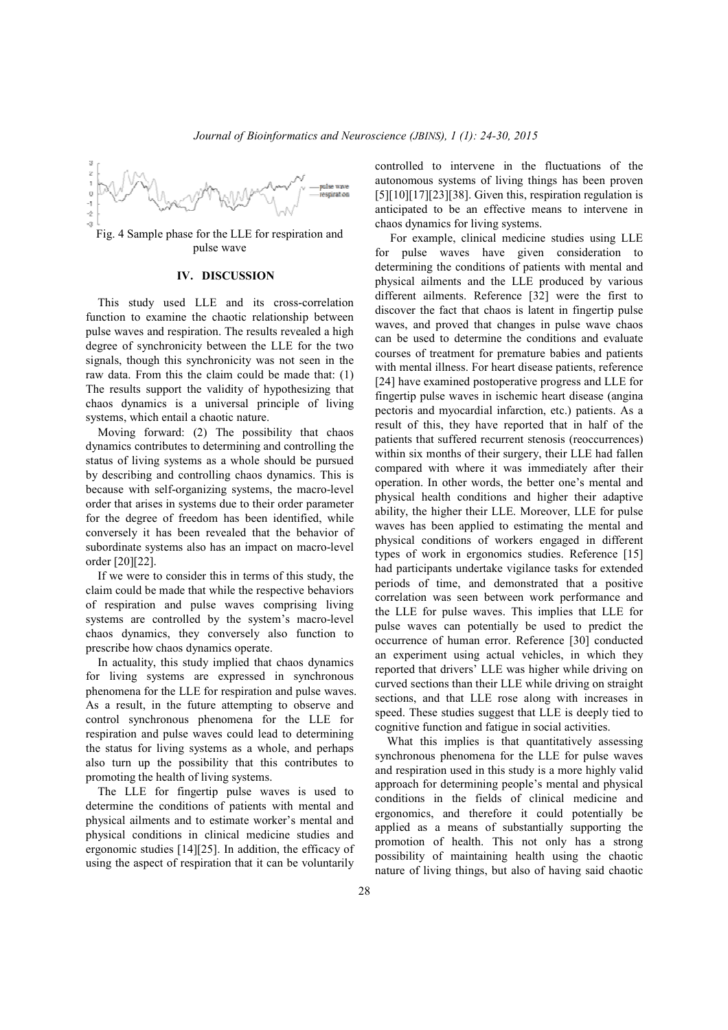Fig. 4 Sample phase for the LLE for respiration and pulse wave

## IV. DISCUSSION

This study used LLE and its cross-correlation function to examine the chaotic relationship between pulse waves and respiration. The results revealed a high degree of synchronicity between the LLE for the two signals, though this synchronicity was not seen in the raw data. From this the claim could be made that: (1) The results support the validity of hypothesizing that chaos dynamics is a universal principle of living systems, which entail a chaotic nature.

Moving forward: (2) The possibility that chaos dynamics contributes to determining and controlling the status of living systems as a whole should be pursued by describing and controlling chaos dynamics. This is because with self-organizing systems, the macro-level order that arises in systems due to their order parameter for the degree of freedom has been identified, while conversely it has been revealed that the behavior of subordinate systems also has an impact on macro-level order [20][22].

If we were to consider this in terms of this study, the claim could be made that while the respective behaviors of respiration and pulse waves comprising living systems are controlled by the system's macro-level chaos dynamics, they conversely also function to prescribe how chaos dynamics operate.

In actuality, this study implied that chaos dynamics for living systems are expressed in synchronous phenomena for the LLE for respiration and pulse waves. As a result, in the future attempting to observe and control synchronous phenomena for the LLE for respiration and pulse waves could lead to determining the status for living systems as a whole, and perhaps also turn up the possibility that this contributes to promoting the health of living systems.

The LLE for fingertip pulse waves is used to determine the conditions of patients with mental and physical ailments and to estimate worker's mental and physical conditions in clinical medicine studies and ergonomic studies [14][25]. In addition, the efficacy of using the aspect of respiration that it can be voluntarily controlled to intervene in the fluctuations of the autonomous systems of living things has been proven [5][10][17][23][38]. Given this, respiration regulation is anticipated to be an effective means to intervene in chaos dynamics for living systems.

For example, clinical medicine studies using LLE for pulse waves have given consideration to determining the conditions of patients with mental and physical ailments and the LLE produced by various different ailments. Reference [32] were the first to discover the fact that chaos is latent in fingertip pulse waves, and proved that changes in pulse wave chaos can be used to determine the conditions and evaluate courses of treatment for premature babies and patients with mental illness. For heart disease patients, reference [24] have examined postoperative progress and LLE for fingertip pulse waves in ischemic heart disease (angina pectoris and myocardial infarction, etc.) patients. As a result of this, they have reported that in half of the patients that suffered recurrent stenosis (reoccurrences) within six months of their surgery, their LLE had fallen compared with where it was immediately after their operation. In other words, the better one's mental and physical health conditions and higher their adaptive ability, the higher their LLE. Moreover, LLE for pulse waves has been applied to estimating the mental and physical conditions of workers engaged in different types of work in ergonomics studies. Reference [15] had participants undertake vigilance tasks for extended periods of time, and demonstrated that a positive correlation was seen between work performance and the LLE for pulse waves. This implies that LLE for pulse waves can potentially be used to predict the occurrence of human error. Reference [30] conducted an experiment using actual vehicles, in which they reported that drivers' LLE was higher while driving on curved sections than their LLE while driving on straight sections, and that LLE rose along with increases in speed. These studies suggest that LLE is deeply tied to cognitive function and fatigue in social activities.

What this implies is that quantitatively assessing synchronous phenomena for the LLE for pulse waves and respiration used in this study is a more highly valid approach for determining people's mental and physical conditions in the fields of clinical medicine and ergonomics, and therefore it could potentially be applied as a means of substantially supporting the promotion of health. This not only has a strong possibility of maintaining health using the chaotic nature of living things, but also of having said chaotic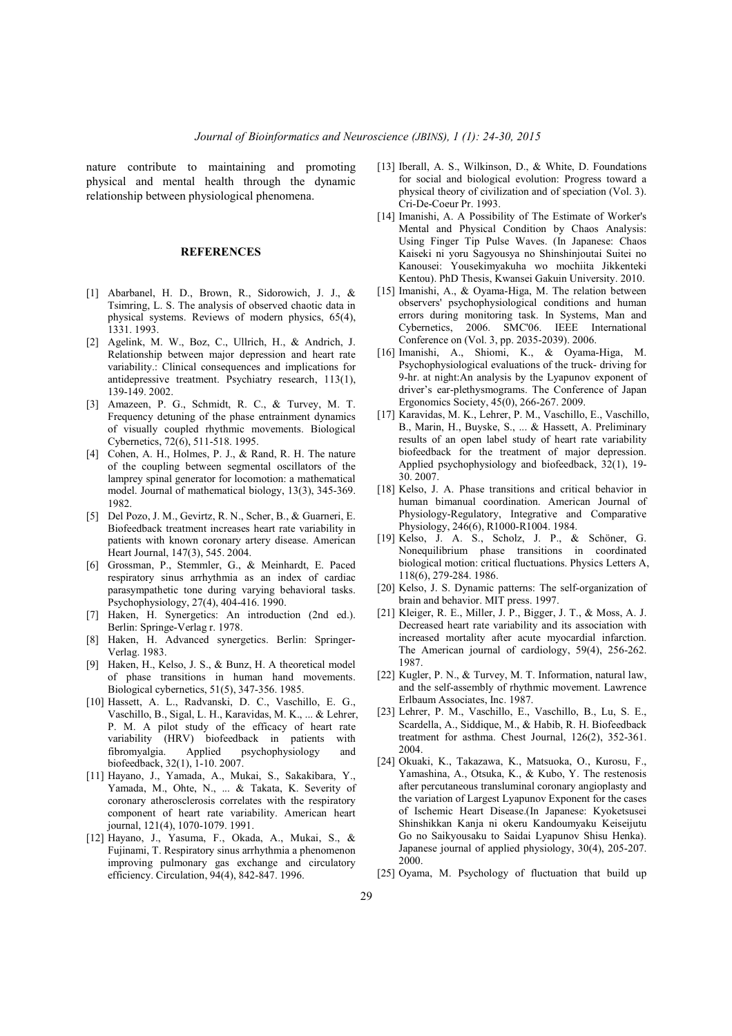nature contribute to maintaining and promoting physical and mental health through the dynamic relationship between physiological phenomena.

## REFERENCES

[1] Abarbanel, H. D., Brown, R., Sidorowich, J. J., & Tsimring, L. S. The analysis of observed chaotic data in physical systems. Reviews of modern physics, 65(4), 1331. 1993.

[2] Agelink, M. W., Boz, C., Ullrich, H., & Andrich, J. Relationship between major depression and heart rate variability.: Clinical consequences and implications for antidepressive treatment. Psychiatry research, 113(1), 139-149. 2002.

[3] Amazeen, P. G., Schmidt, R. C., & Turvey, M. T. Frequency detuning of the phase entrainment dynamics of visually coupled rhythmic movements. Biological Cybernetics, 72(6), 511-518. 1995.

[4] Cohen, A. H., Holmes, P. J., & Rand, R. H. The nature of the coupling between segmental oscillators of the lamprey spinal generator for locomotion: a mathematical model. Journal of mathematical biology, 13(3), 345-369. 1982.

[5] Del Pozo, J. M., Gevirtz, R. N., Scher, B., & Guarneri, E. Biofeedback treatment increases heart rate variability in patients with known coronary artery disease. American Heart Journal, 147(3), 545. 2004.

[6] Grossman, P., Stemmler, G., & Meinhardt, E. Paced respiratory sinus arrhythmia as an index of cardiac parasympathetic tone during varying behavioral tasks. Psychophysiology, 27(4), 404-416. 1990.

[7] Haken, H. Synergetics: An introduction (2nd ed.). Berlin: Springe-Verlag r. 1978.

[8] Haken, H. Advanced synergetics. Berlin: Springer-Verlag. 1983.

[9] Haken, H., Kelso, J. S., & Bunz, H. A theoretical model of phase transitions in human hand movements. Biological cybernetics, 51(5), 347-356. 1985.

[10] Hassett, A. L., Radvanski, D. C., Vaschillo, E. G., Vaschillo, B., Sigal, L. H., Karavidas, M. K., ... & Lehrer, P. M. A pilot study of the efficacy of heart rate variability (HRV) biofeedback in patients with fibromyalgia. Applied psychophysiology and biofeedback, 32(1), 1-10. 2007.

[11] Hayano, J., Yamada, A., Mukai, S., Sakakibara, Y., Yamada, M., Ohte, N., ... & Takata, K. Severity of coronary atherosclerosis correlates with the respiratory component of heart rate variability. American heart journal, 121(4), 1070-1079. 1991.

[12] Hayano, J., Yasuma, F., Okada, A., Mukai, S., & Fujinami, T. Respiratory sinus arrhythmia a phenomenon improving pulmonary gas exchange and circulatory efficiency. Circulation, 94(4), 842-847. 1996.

[13] Iberall, A. S., Wilkinson, D., & White, D. Foundations for social and biological evolution: Progress toward a physical theory of civilization and of speciation (Vol. 3). Cri-De-Coeur Pr. 1993.

[14] Imanishi, A. A Possibility of The Estimate of Worker's Mental and Physical Condition by Chaos Analysis: Using Finger Tip Pulse Waves. (In Japanese: Chaos Kaiseki ni yoru Sagyousya no Shinshinjoutai Suitei no Kanousei: Yousekimyakuha wo mochiita Jikkenteki Kentou). PhD Thesis, Kwansei Gakuin University. 2010.

[15] Imanishi, A., & Oyama-Higa, M. The relation between observers' psychophysiological conditions and human errors during monitoring task. In Systems, Man and Cybernetics, 2006. SMC'06. IEEE International Conference on (Vol. 3, pp. 2035-2039). 2006.

[16] Imanishi, A., Shiomi, K., & Oyama-Higa, M. Psychophysiological evaluations of the truck- driving for 9-hr. at night:An analysis by the Lyapunov exponent of driver's ear-plethysmograms. The Conference of Japan Ergonomics Society, 45(0), 266-267. 2009.

[17] Karavidas, M. K., Lehrer, P. M., Vaschillo, E., Vaschillo, B., Marin, H., Buyske, S., ... & Hassett, A. Preliminary results of an open label study of heart rate variability biofeedback for the treatment of major depression. Applied psychophysiology and biofeedback, 32(1), 19-30. 2007.

[18] Kelso, J. A. Phase transitions and critical behavior in human bimanual coordination. American Journal of Physiology-Regulatory, Integrative and Comparative Physiology, 246(6), R1000-R1004. 1984.

[19] Kelso, J. A. S., Scholz, J. P., & Schöner, G. Nonequilibrium phase transitions in coordinated biological motion: critical fluctuations. Physics Letters A, 118(6), 279-284. 1986.

[20] Kelso, J. S. Dynamic patterns: The self-organization of brain and behavior. MIT press. 1997.

[21] Kleiger, R. E., Miller, J. P., Bigger, J. T., & Moss, A. J. Decreased heart rate variability and its association with increased mortality after acute myocardial infarction. The American journal of cardiology, 59(4), 256-262. 1987.

[22] Kugler, P. N., & Turvey, M. T. Information, natural law, and the self-assembly of rhythmic movement. Lawrence Erlbaum Associates, Inc. 1987.

[23] Lehrer, P. M., Vaschillo, E., Vaschillo, B., Lu, S. E., Scardella, A., Siddique, M., & Habib, R. H. Biofeedback treatment for asthma. Chest Journal, 126(2), 352-361. 2004.

[24] Okuaki, K., Takazawa, K., Matsuoka, O., Kurosu, F., Yamashina, A., Otsuka, K., & Kubo, Y. The restenosis after percutaneous transluminal coronary angioplasty and the variation of Largest Lyapunov Exponent for the cases of Ischemic Heart Disease.(In Japanese: Kyoketsusei Shinshikkan Kanja ni okeru Kandoumyaku Keiseijutu Go no Saikyousaku to Saidai Lyapunov Shisu Henka). Japanese journal of applied physiology, 30(4), 205-207. 2000.

[25] Oyama, M. Psychology of fluctuation that build up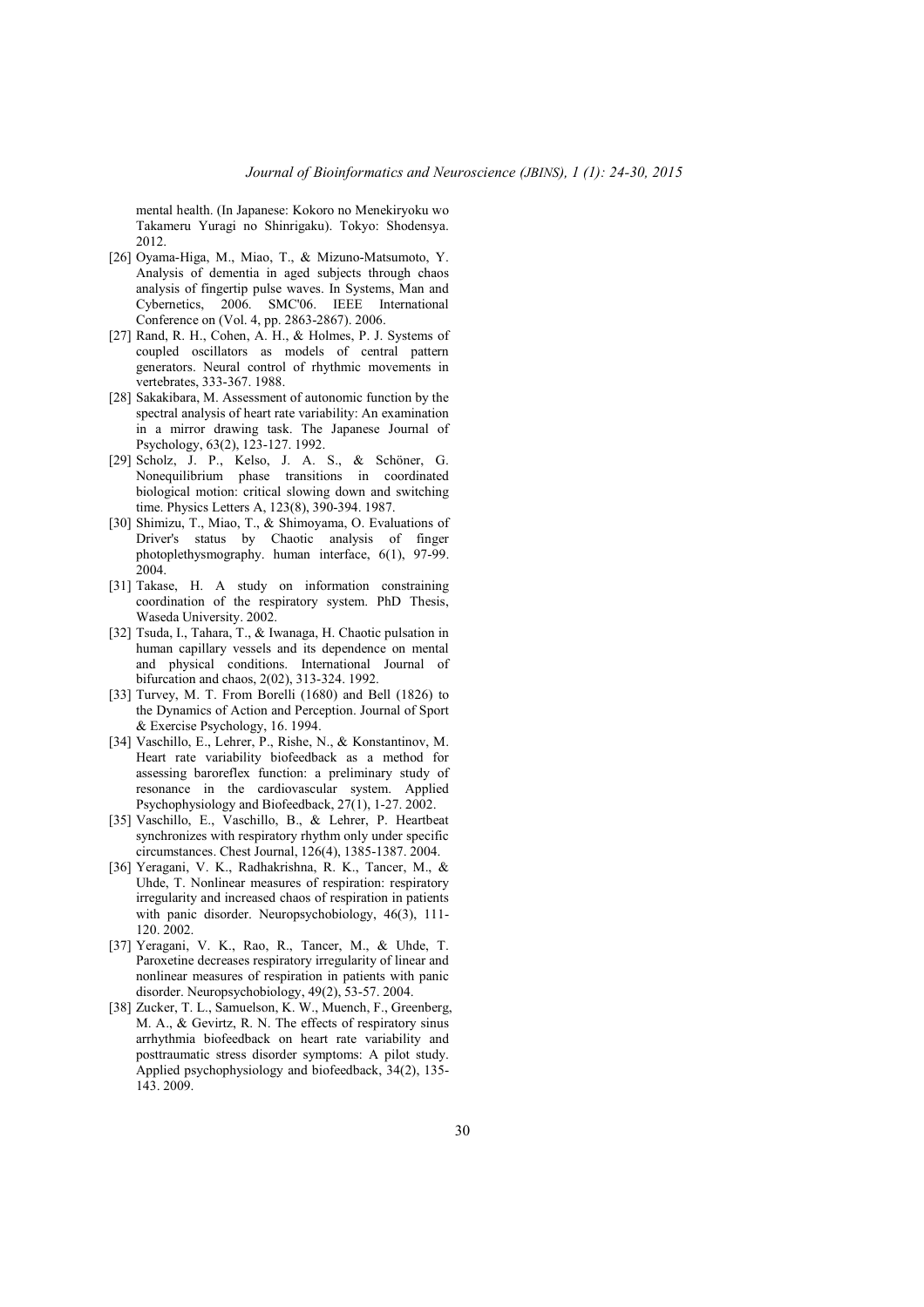mental health. (In Japanese: Kokoro no Menekiryoku wo Takameru Yuragi no Shinrigaku). Tokyo: Shodensya. 2012.

[26] Oyama-Higa, M., Miao, T., & Mizuno-Matsumoto, Y. Analysis of dementia in aged subjects through chaos analysis of fingertip pulse waves. In Systems, Man and Cybernetics, 2006. SMC'06. IEEE International Conference on (Vol. 4, pp. 2863-2867). 2006.

[27] Rand, R. H., Cohen, A. H., & Holmes, P. J. Systems of coupled oscillators as models of central pattern generators. Neural control of rhythmic movements in vertebrates, 333-367. 1988.

[28] Sakakibara, M. Assessment of autonomic function by the spectral analysis of heart rate variability: An examination in a mirror drawing task. The Japanese Journal of Psychology, 63(2), 123-127. 1992.

[29] Scholz, J. P., Kelso, J. A. S., & Schöner, G. Nonequilibrium phase transitions in coordinated biological motion: critical slowing down and switching time. Physics Letters A, 123(8), 390-394. 1987.

[30] Shimizu, T., Miao, T., & Shimoyama, O. Evaluations of Driver's status by Chaotic analysis of finger photoplethysmography. human interface, 6(1), 97-99. 2004.

[31] Takase, H. A study on information constraining coordination of the respiratory system. PhD Thesis, Waseda University. 2002.

[32] Tsuda, I., Tahara, T., & Iwanaga, H. Chaotic pulsation in human capillary vessels and its dependence on mental and physical conditions. International Journal of bifurcation and chaos, 2(02), 313-324. 1992.

[33] Turvey, M. T. From Borelli (1680) and Bell (1826) to the Dynamics of Action and Perception. Journal of Sport & Exercise Psychology, 16. 1994.

[34] Vaschillo, E., Lehrer, P., Rishe, N., & Konstantinov, M. Heart rate variability biofeedback as a method for assessing baroreflex function: a preliminary study of resonance in the cardiovascular system. Applied Psychophysiology and Biofeedback, 27(1), 1-27. 2002.

[35] Vaschillo, E., Vaschillo, B., & Lehrer, P. Heartbeat synchronizes with respiratory rhythm only under specific circumstances. Chest Journal, 126(4), 1385-1387. 2004.

[36] Yeragani, V. K., Radhakrishna, R. K., Tancer, M., & Uhde, T. Nonlinear measures of respiration: respiratory irregularity and increased chaos of respiration in patients with panic disorder. Neuropsychobiology, 46(3), 111-120. 2002.

[37] Yeragani, V. K., Rao, R., Tancer, M., & Uhde, T. Paroxetine decreases respiratory irregularity of linear and nonlinear measures of respiration in patients with panic disorder. Neuropsychobiology, 49(2), 53-57. 2004.

[38] Zucker, T. L., Samuelson, K. W., Muench, F., Greenberg, M. A., & Gevirtz, R. N. The effects of respiratory sinus arrhythmia biofeedback on heart rate variability and posttraumatic stress disorder symptoms: A pilot study. Applied psychophysiology and biofeedback, 34(2), 135-143. 2009.